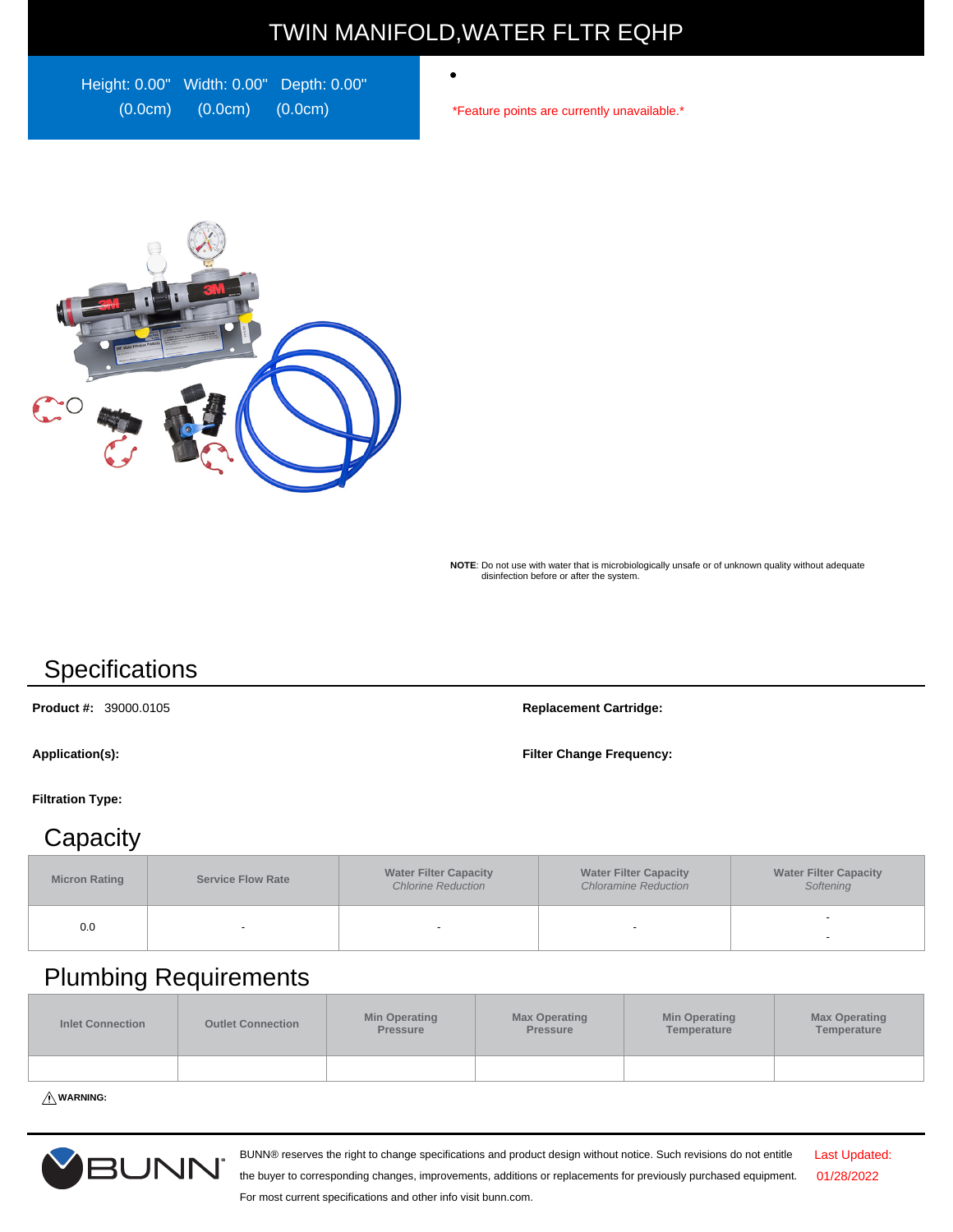# TWIN MANIFOLD,WATER FLTR EQHP

Height: 0.00" (0.0cm) Width: 0.00" (0.0cm) Depth: 0.00" (0.0cm)

- 

*Feature points are currently unavailable.*

**NOTE**: Do not use with water that is microbiologically unsafe or of unknown quality without adequate disinfection before or after the system.

## Specifications

**Product #:** 39000.0105

**Replacement Cartridge:**

**Application(s):**

**Filter Change Frequency:**

**Filtration Type:**

## Capacity

| Micron Rating | Service Flow Rate | Water Filter Capacity *Chlorine Reduction* | Water Filter Capacity *Chloramine Reduction* | Water Filter Capacity *Softening* |
|---|---|---|---|---|
| 0.0 | - | - | - | - - |

## Plumbing Requirements

| Inlet Connection | Outlet Connection | Min Operating Pressure | Max Operating Pressure | Min Operating Temperature | Max Operating Temperature |
|---|---|---|---|---|---|
| | | | | | |

⚠ **WARNING:**

BUNN® reserves the right to change specifications and product design without notice. Such revisions do not entitle the buyer to corresponding changes, improvements, additions or replacements for previously purchased equipment. For most current specifications and other info visit bunn.com.

Last Updated: 01/28/2022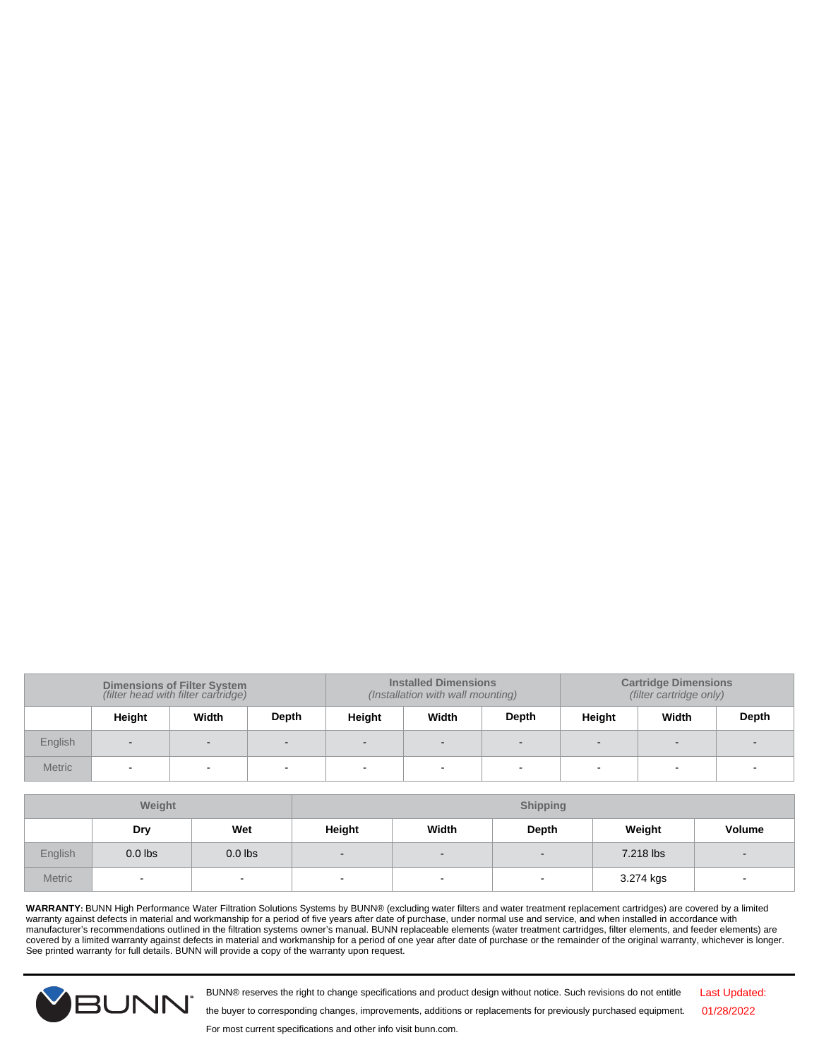| | Dimensions of Filter System *(filter head with filter cartridge)* | | | Installed Dimensions *(Installation with wall mounting)* | | | Cartridge Dimensions *(filter cartridge only)* | | |
|---|---|---|---|---|---|---|---|---|---|
| | Height | Width | Depth | Height | Width | Depth | Height | Width | Depth |
| English | - | - | - | - | - | - | - | - | - |
| Metric | - | - | - | - | - | - | - | - | - |

| | Weight | | Shipping | | | | |
|---|---|---|---|---|---|---|---|
| | Dry | Wet | Height | Width | Depth | Weight | Volume |
| English | 0.0 lbs | 0.0 lbs | - | - | - | 7.218 lbs | - |
| Metric | - | - | - | - | - | 3.274 kgs | - |

**WARRANTY:** BUNN High Performance Water Filtration Solutions Systems by BUNN® (excluding water filters and water treatment replacement cartridges) are covered by a limited warranty against defects in material and workmanship for a period of five years after date of purchase, under normal use and service, and when installed in accordance with manufacturer's recommendations outlined in the filtration systems owner's manual. BUNN replaceable elements (water treatment cartridges, filter elements, and feeder elements) are covered by a limited warranty against defects in material and workmanship for a period of one year after date of purchase or the remainder of the original warranty, whichever is longer. See printed warranty for full details. BUNN will provide a copy of the warranty upon request.

BUNN® reserves the right to change specifications and product design without notice. Such revisions do not entitle the buyer to corresponding changes, improvements, additions or replacements for previously purchased equipment. For most current specifications and other info visit bunn.com.

Last Updated: 01/28/2022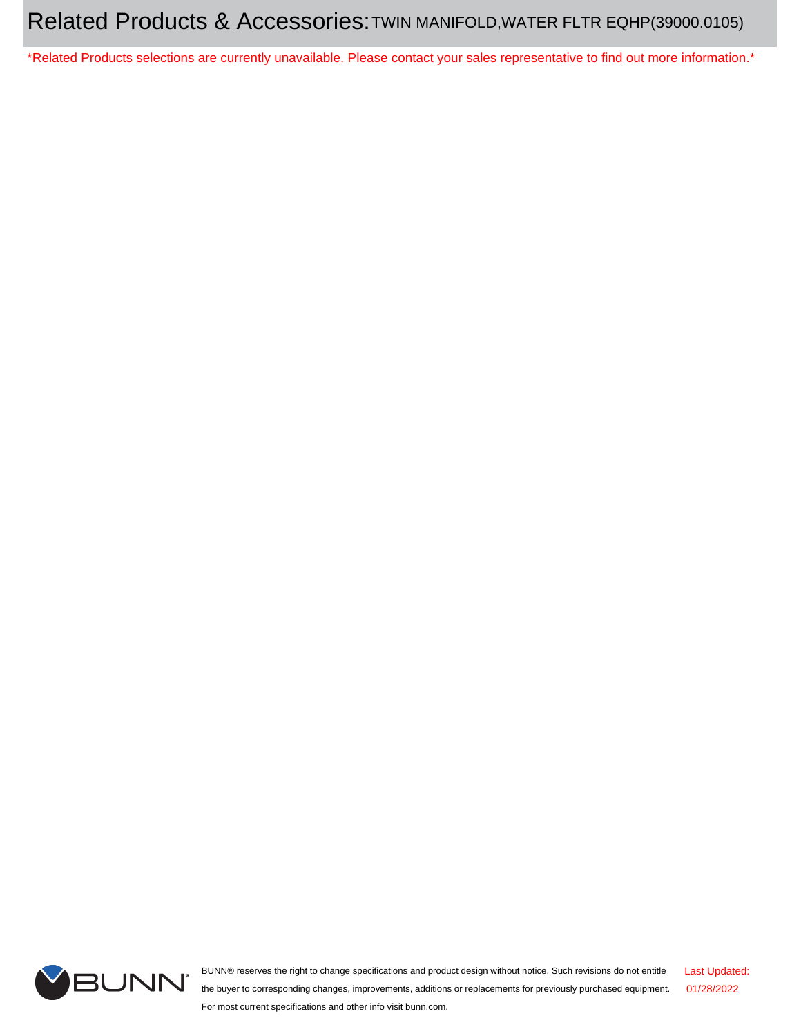# Related Products & Accessories: TWIN MANIFOLD,WATER FLTR EQHP(39000.0105)

*Related Products selections are currently unavailable. Please contact your sales representative to find out more information.*

BUNN® reserves the right to change specifications and product design without notice. Such revisions do not entitle the buyer to corresponding changes, improvements, additions or replacements for previously purchased equipment. For most current specifications and other info visit bunn.com.

Last Updated: 01/28/2022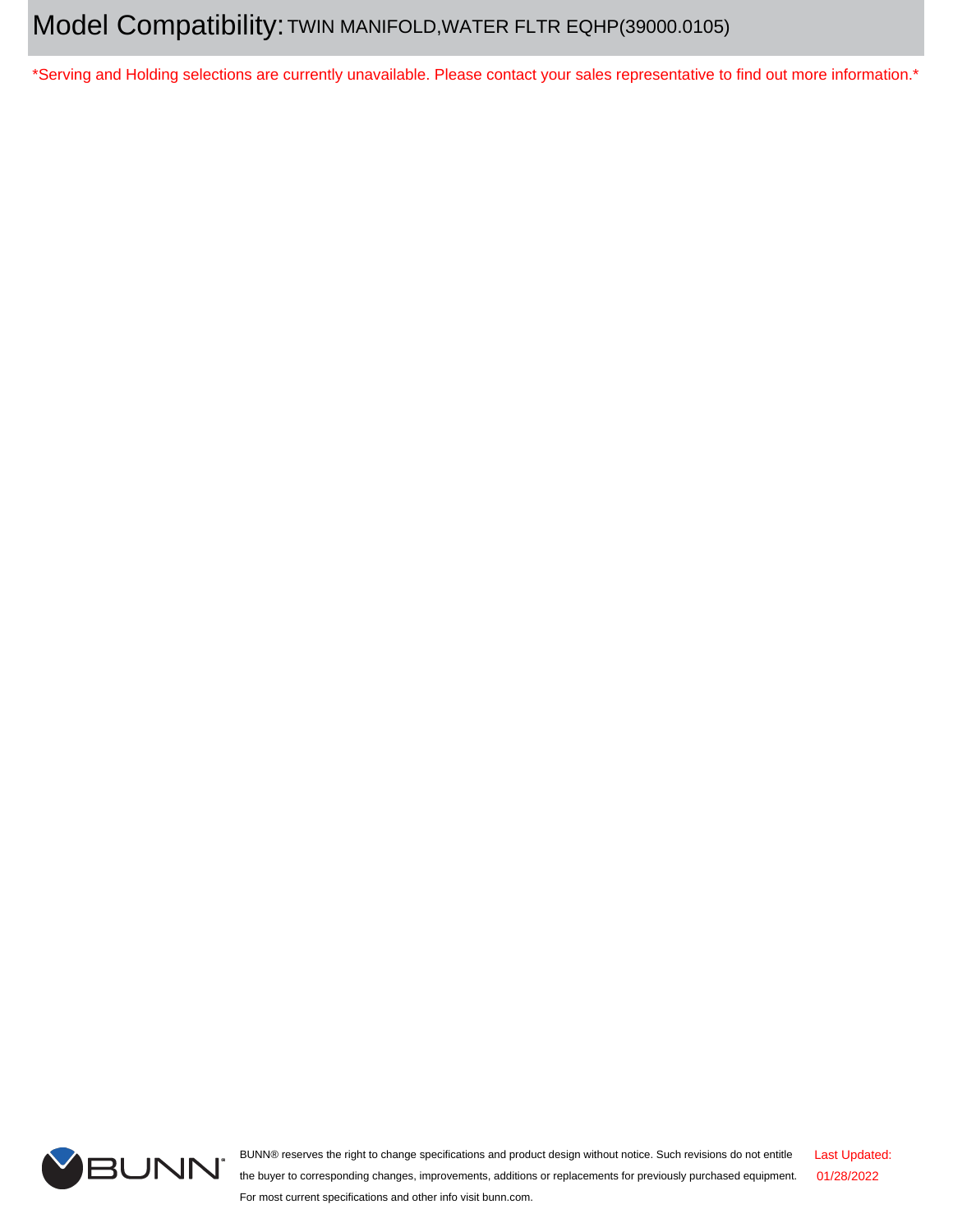# Model Compatibility: TWIN MANIFOLD,WATER FLTR EQHP(39000.0105)

*Serving and Holding selections are currently unavailable. Please contact your sales representative to find out more information.*

BUNN® reserves the right to change specifications and product design without notice. Such revisions do not entitle the buyer to corresponding changes, improvements, additions or replacements for previously purchased equipment. For most current specifications and other info visit bunn.com.

Last Updated: 01/28/2022